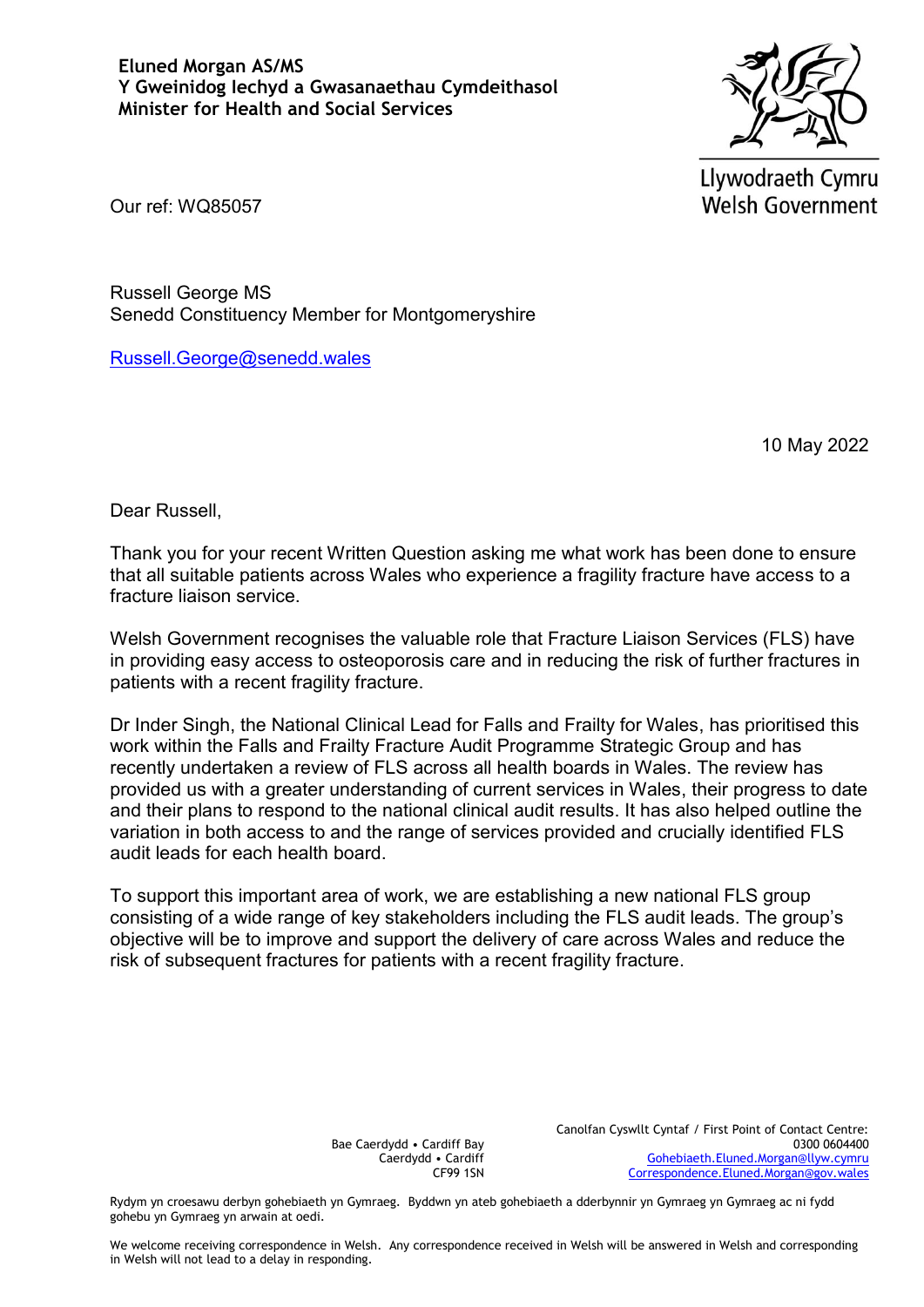**Eluned Morgan AS/MS**
**Y Gweinidog Iechyd a Gwasanaethau Cymdeithasol**
**Minister for Health and Social Services**

Llywodraeth Cymru
Welsh Government

Our ref: WQ85057

Russell George MS
Senedd Constituency Member for Montgomeryshire

Russell.George@senedd.wales

10 May 2022

Dear Russell,

Thank you for your recent Written Question asking me what work has been done to ensure that all suitable patients across Wales who experience a fragility fracture have access to a fracture liaison service.

Welsh Government recognises the valuable role that Fracture Liaison Services (FLS) have in providing easy access to osteoporosis care and in reducing the risk of further fractures in patients with a recent fragility fracture.

Dr Inder Singh, the National Clinical Lead for Falls and Frailty for Wales, has prioritised this work within the Falls and Frailty Fracture Audit Programme Strategic Group and has recently undertaken a review of FLS across all health boards in Wales. The review has provided us with a greater understanding of current services in Wales, their progress to date and their plans to respond to the national clinical audit results. It has also helped outline the variation in both access to and the range of services provided and crucially identified FLS audit leads for each health board.

To support this important area of work, we are establishing a new national FLS group consisting of a wide range of key stakeholders including the FLS audit leads. The group's objective will be to improve and support the delivery of care across Wales and reduce the risk of subsequent fractures for patients with a recent fragility fracture.

Bae Caerdydd • Cardiff Bay
Caerdydd • Cardiff
CF99 1SN

Canolfan Cyswllt Cyntaf / First Point of Contact Centre:
0300 0604400
Gohebiaeth.Eluned.Morgan@llyw.cymru
Correspondence.Eluned.Morgan@gov.wales

Rydym yn croesawu derbyn gohebiaeth yn Gymraeg. Byddwn yn ateb gohebiaeth a dderbynnir yn Gymraeg yn Gymraeg ac ni fydd gohebu yn Gymraeg yn arwain at oedi.

We welcome receiving correspondence in Welsh. Any correspondence received in Welsh will be answered in Welsh and corresponding in Welsh will not lead to a delay in responding.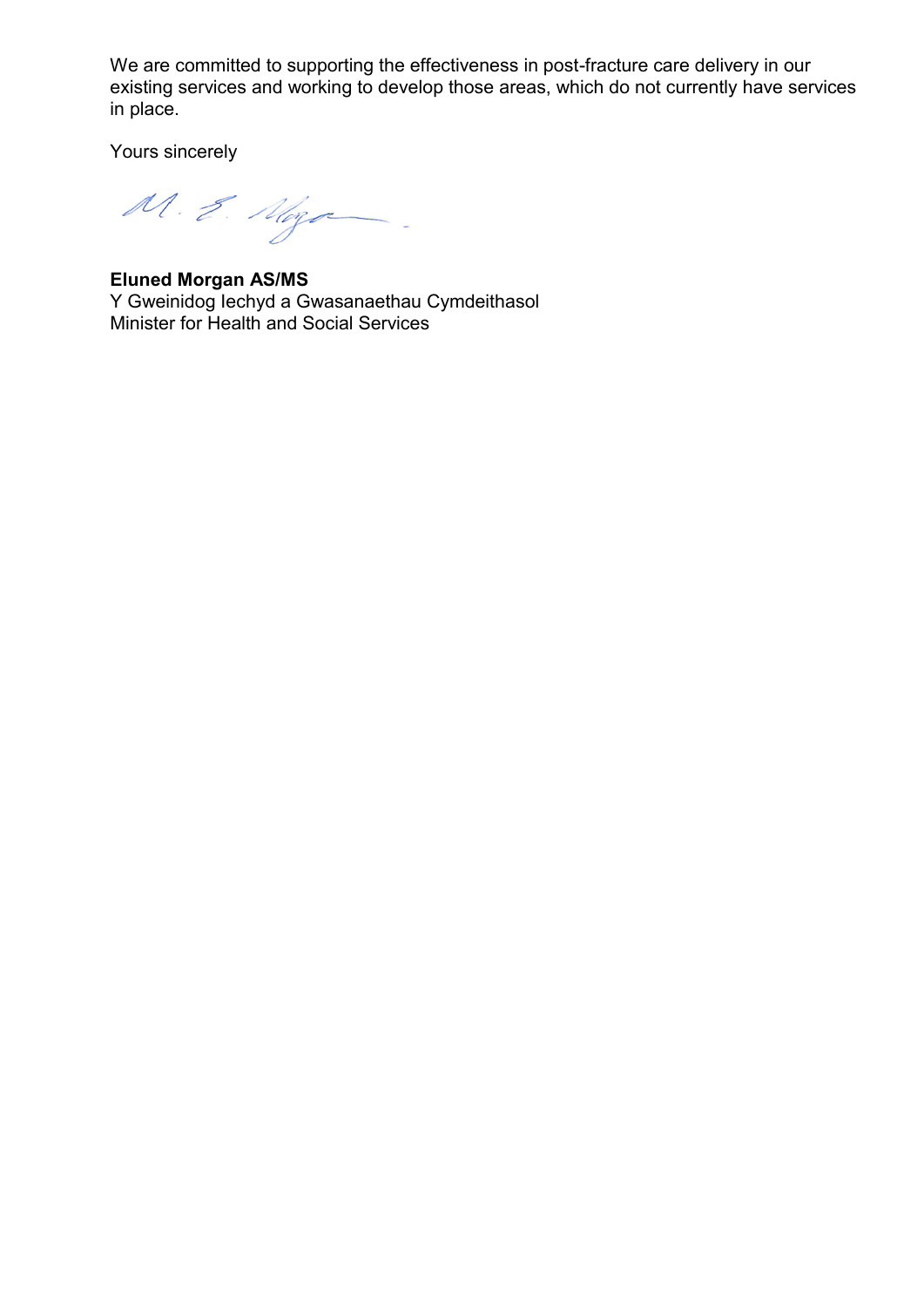We are committed to supporting the effectiveness in post-fracture care delivery in our existing services and working to develop those areas, which do not currently have services in place.

Yours sincerely

**Eluned Morgan AS/MS**
Y Gweinidog Iechyd a Gwasanaethau Cymdeithasol
Minister for Health and Social Services